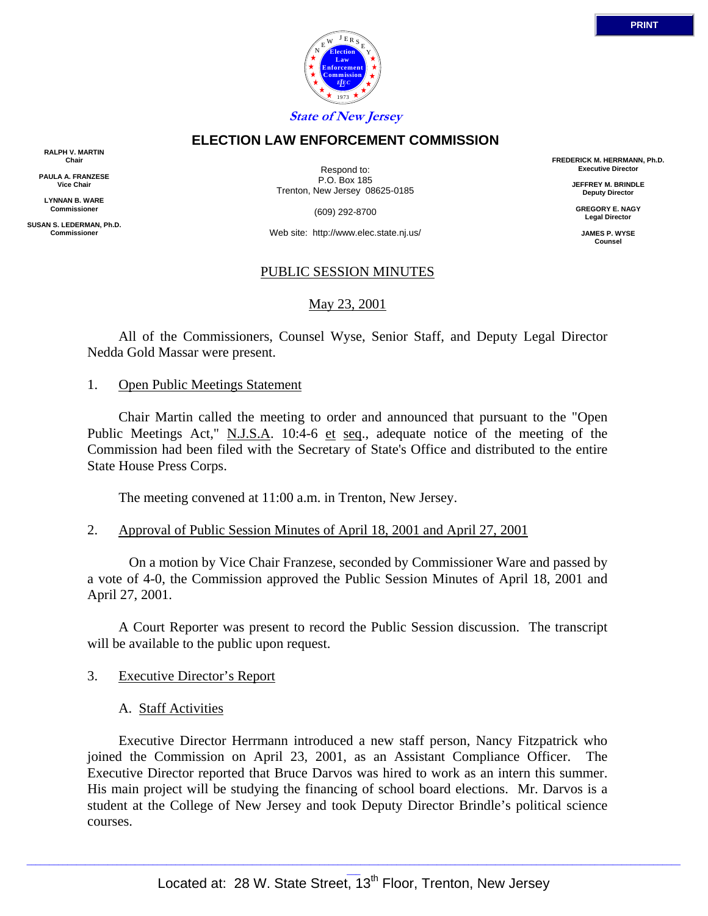*State of New Jersey*

# ELECTION LAW ENFORCEMENT COMMISSION

**RALPH V. MARTIN**
Chair

**PAULA A. FRANZESE**
Vice Chair

**LYNNAN B. WARE**
Commissioner

**SUSAN S. LEDERMAN, Ph.D.**
Commissioner

Respond to:
P.O. Box 185
Trenton, New Jersey 08625-0185

(609) 292-8700

Web site: http://www.elec.state.nj.us/

**FREDERICK M. HERRMANN, Ph.D.**
Executive Director

**JEFFREY M. BRINDLE**
Deputy Director

**GREGORY E. NAGY**
Legal Director

**JAMES P. WYSE**
Counsel

## PUBLIC SESSION MINUTES

May 23, 2001

All of the Commissioners, Counsel Wyse, Senior Staff, and Deputy Legal Director Nedda Gold Massar were present.

1. Open Public Meetings Statement

Chair Martin called the meeting to order and announced that pursuant to the "Open Public Meetings Act," N.J.S.A. 10:4-6 et seq., adequate notice of the meeting of the Commission had been filed with the Secretary of State's Office and distributed to the entire State House Press Corps.

The meeting convened at 11:00 a.m. in Trenton, New Jersey.

2. Approval of Public Session Minutes of April 18, 2001 and April 27, 2001

On a motion by Vice Chair Franzese, seconded by Commissioner Ware and passed by a vote of 4-0, the Commission approved the Public Session Minutes of April 18, 2001 and April 27, 2001.

A Court Reporter was present to record the Public Session discussion. The transcript will be available to the public upon request.

3. Executive Director's Report

A. Staff Activities

Executive Director Herrmann introduced a new staff person, Nancy Fitzpatrick who joined the Commission on April 23, 2001, as an Assistant Compliance Officer. The Executive Director reported that Bruce Darvos was hired to work as an intern this summer. His main project will be studying the financing of school board elections. Mr. Darvos is a student at the College of New Jersey and took Deputy Director Brindle's political science courses.

Located at: 28 W. State Street, 13th Floor, Trenton, New Jersey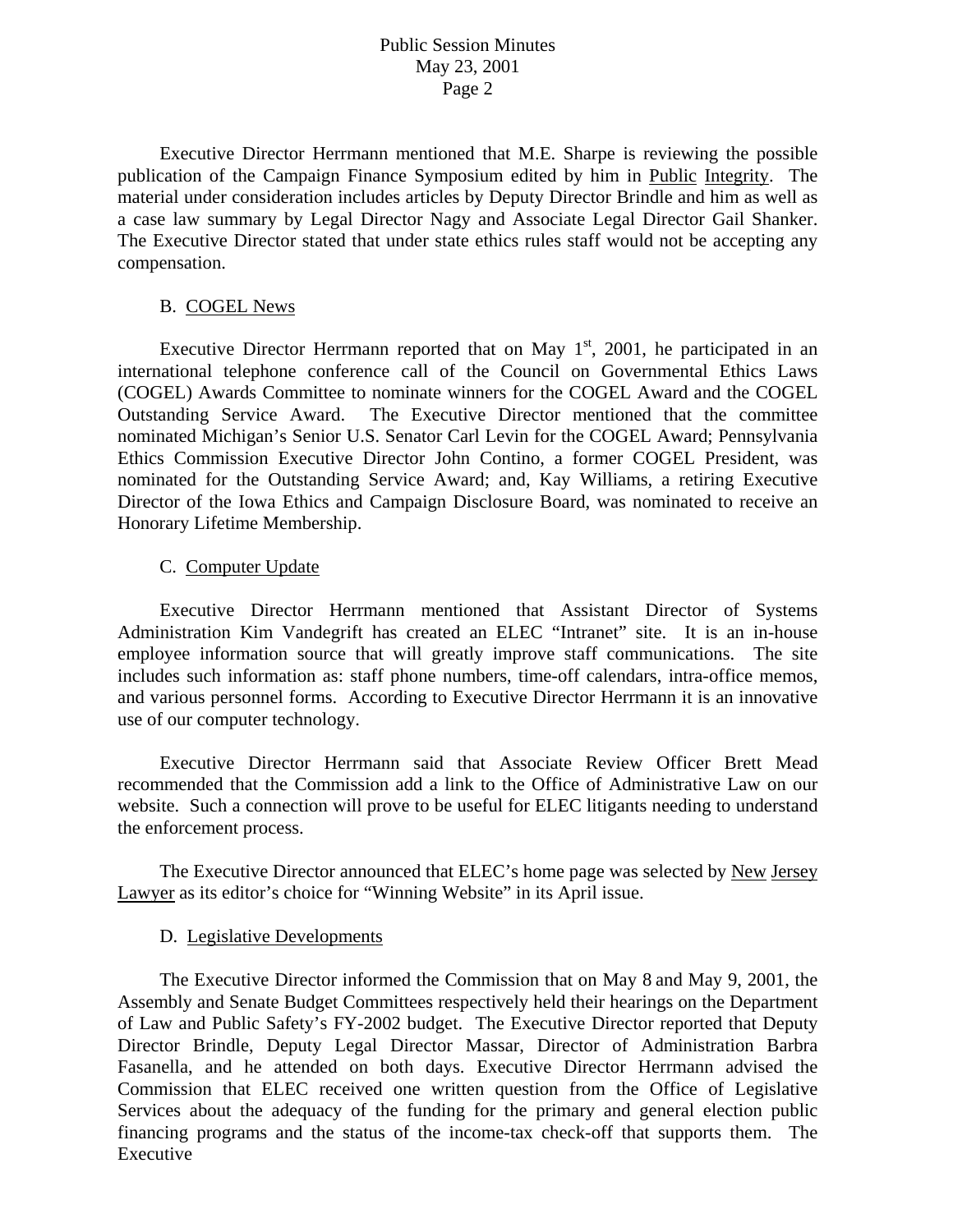Executive Director Herrmann mentioned that M.E. Sharpe is reviewing the possible publication of the Campaign Finance Symposium edited by him in Public Integrity. The material under consideration includes articles by Deputy Director Brindle and him as well as a case law summary by Legal Director Nagy and Associate Legal Director Gail Shanker. The Executive Director stated that under state ethics rules staff would not be accepting any compensation.

B. COGEL News

Executive Director Herrmann reported that on May 1st, 2001, he participated in an international telephone conference call of the Council on Governmental Ethics Laws (COGEL) Awards Committee to nominate winners for the COGEL Award and the COGEL Outstanding Service Award. The Executive Director mentioned that the committee nominated Michigan's Senior U.S. Senator Carl Levin for the COGEL Award; Pennsylvania Ethics Commission Executive Director John Contino, a former COGEL President, was nominated for the Outstanding Service Award; and, Kay Williams, a retiring Executive Director of the Iowa Ethics and Campaign Disclosure Board, was nominated to receive an Honorary Lifetime Membership.

C. Computer Update

Executive Director Herrmann mentioned that Assistant Director of Systems Administration Kim Vandegrift has created an ELEC "Intranet" site. It is an in-house employee information source that will greatly improve staff communications. The site includes such information as: staff phone numbers, time-off calendars, intra-office memos, and various personnel forms. According to Executive Director Herrmann it is an innovative use of our computer technology.

Executive Director Herrmann said that Associate Review Officer Brett Mead recommended that the Commission add a link to the Office of Administrative Law on our website. Such a connection will prove to be useful for ELEC litigants needing to understand the enforcement process.

The Executive Director announced that ELEC's home page was selected by New Jersey Lawyer as its editor's choice for "Winning Website" in its April issue.

D. Legislative Developments

The Executive Director informed the Commission that on May 8 and May 9, 2001, the Assembly and Senate Budget Committees respectively held their hearings on the Department of Law and Public Safety's FY-2002 budget. The Executive Director reported that Deputy Director Brindle, Deputy Legal Director Massar, Director of Administration Barbra Fasanella, and he attended on both days. Executive Director Herrmann advised the Commission that ELEC received one written question from the Office of Legislative Services about the adequacy of the funding for the primary and general election public financing programs and the status of the income-tax check-off that supports them. The Executive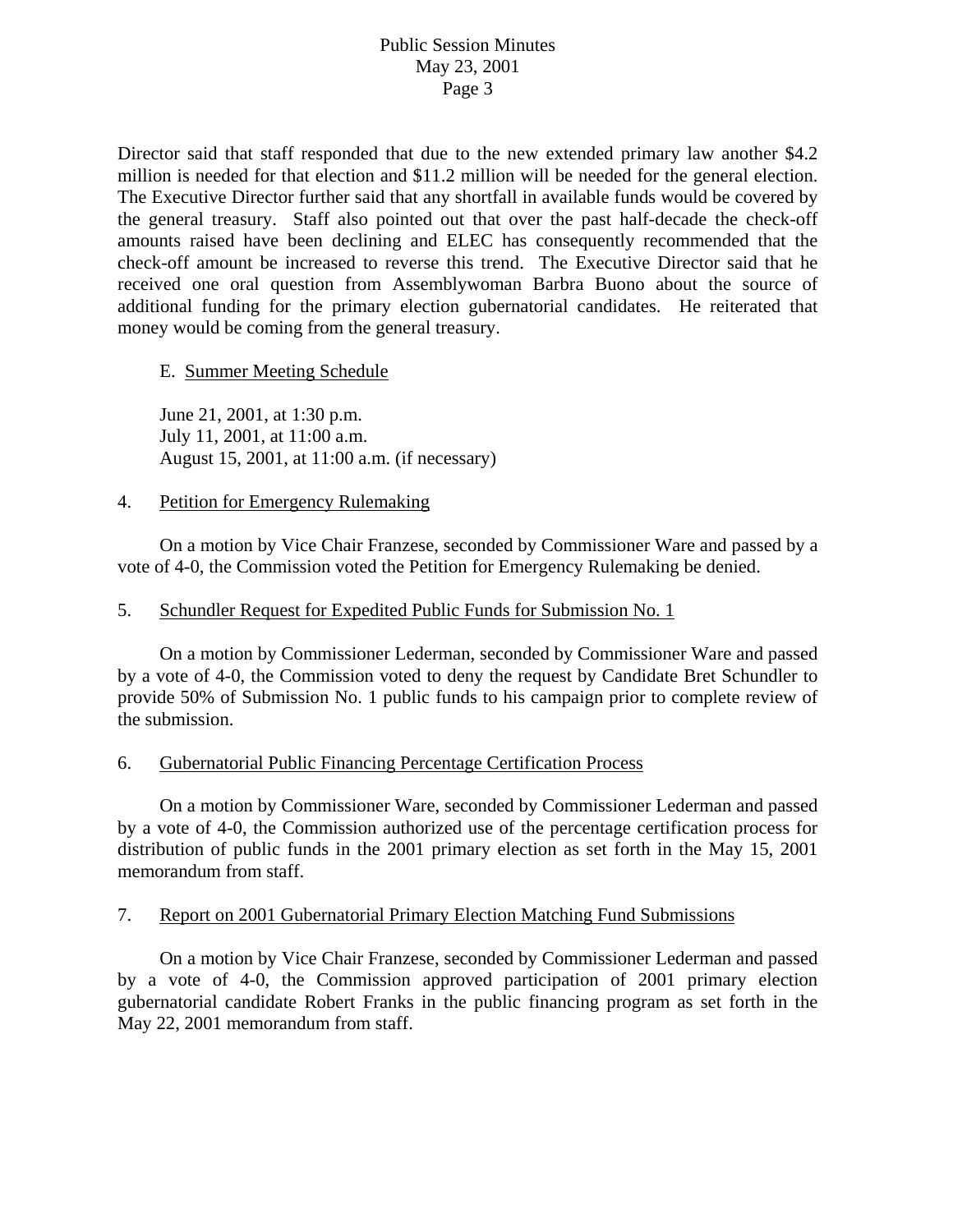Director said that staff responded that due to the new extended primary law another $4.2 million is needed for that election and $11.2 million will be needed for the general election. The Executive Director further said that any shortfall in available funds would be covered by the general treasury. Staff also pointed out that over the past half-decade the check-off amounts raised have been declining and ELEC has consequently recommended that the check-off amount be increased to reverse this trend. The Executive Director said that he received one oral question from Assemblywoman Barbra Buono about the source of additional funding for the primary election gubernatorial candidates. He reiterated that money would be coming from the general treasury.

E. Summer Meeting Schedule

June 21, 2001, at 1:30 p.m.
July 11, 2001, at 11:00 a.m.
August 15, 2001, at 11:00 a.m. (if necessary)

4. Petition for Emergency Rulemaking

On a motion by Vice Chair Franzese, seconded by Commissioner Ware and passed by a vote of 4-0, the Commission voted the Petition for Emergency Rulemaking be denied.

5. Schundler Request for Expedited Public Funds for Submission No. 1

On a motion by Commissioner Lederman, seconded by Commissioner Ware and passed by a vote of 4-0, the Commission voted to deny the request by Candidate Bret Schundler to provide 50% of Submission No. 1 public funds to his campaign prior to complete review of the submission.

6. Gubernatorial Public Financing Percentage Certification Process

On a motion by Commissioner Ware, seconded by Commissioner Lederman and passed by a vote of 4-0, the Commission authorized use of the percentage certification process for distribution of public funds in the 2001 primary election as set forth in the May 15, 2001 memorandum from staff.

7. Report on 2001 Gubernatorial Primary Election Matching Fund Submissions

On a motion by Vice Chair Franzese, seconded by Commissioner Lederman and passed by a vote of 4-0, the Commission approved participation of 2001 primary election gubernatorial candidate Robert Franks in the public financing program as set forth in the May 22, 2001 memorandum from staff.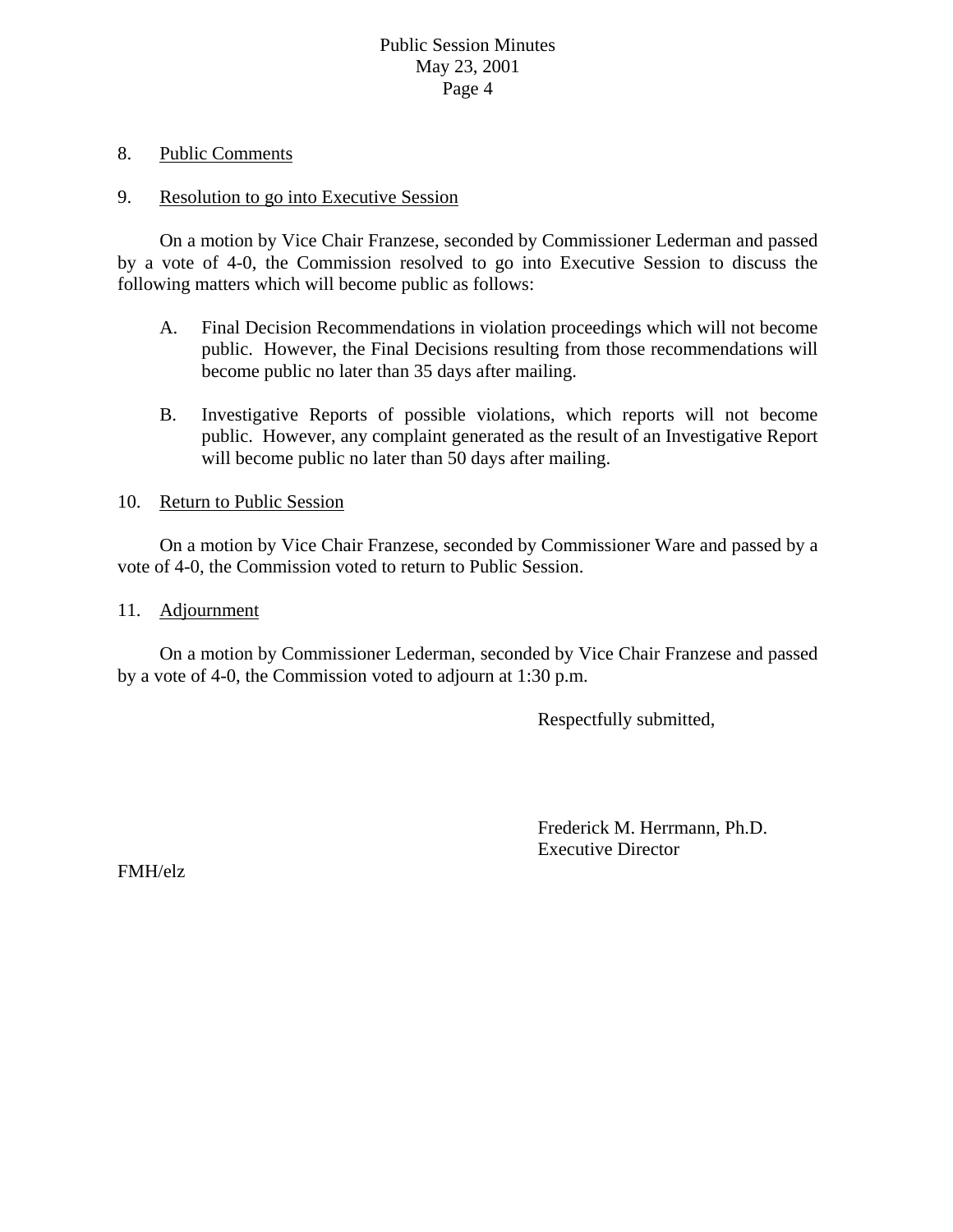8. Public Comments

9. Resolution to go into Executive Session

On a motion by Vice Chair Franzese, seconded by Commissioner Lederman and passed by a vote of 4-0, the Commission resolved to go into Executive Session to discuss the following matters which will become public as follows:

A. Final Decision Recommendations in violation proceedings which will not become public. However, the Final Decisions resulting from those recommendations will become public no later than 35 days after mailing.

B. Investigative Reports of possible violations, which reports will not become public. However, any complaint generated as the result of an Investigative Report will become public no later than 50 days after mailing.

10. Return to Public Session

On a motion by Vice Chair Franzese, seconded by Commissioner Ware and passed by a vote of 4-0, the Commission voted to return to Public Session.

11. Adjournment

On a motion by Commissioner Lederman, seconded by Vice Chair Franzese and passed by a vote of 4-0, the Commission voted to adjourn at 1:30 p.m.

Respectfully submitted,

Frederick M. Herrmann, Ph.D.
Executive Director

FMH/elz